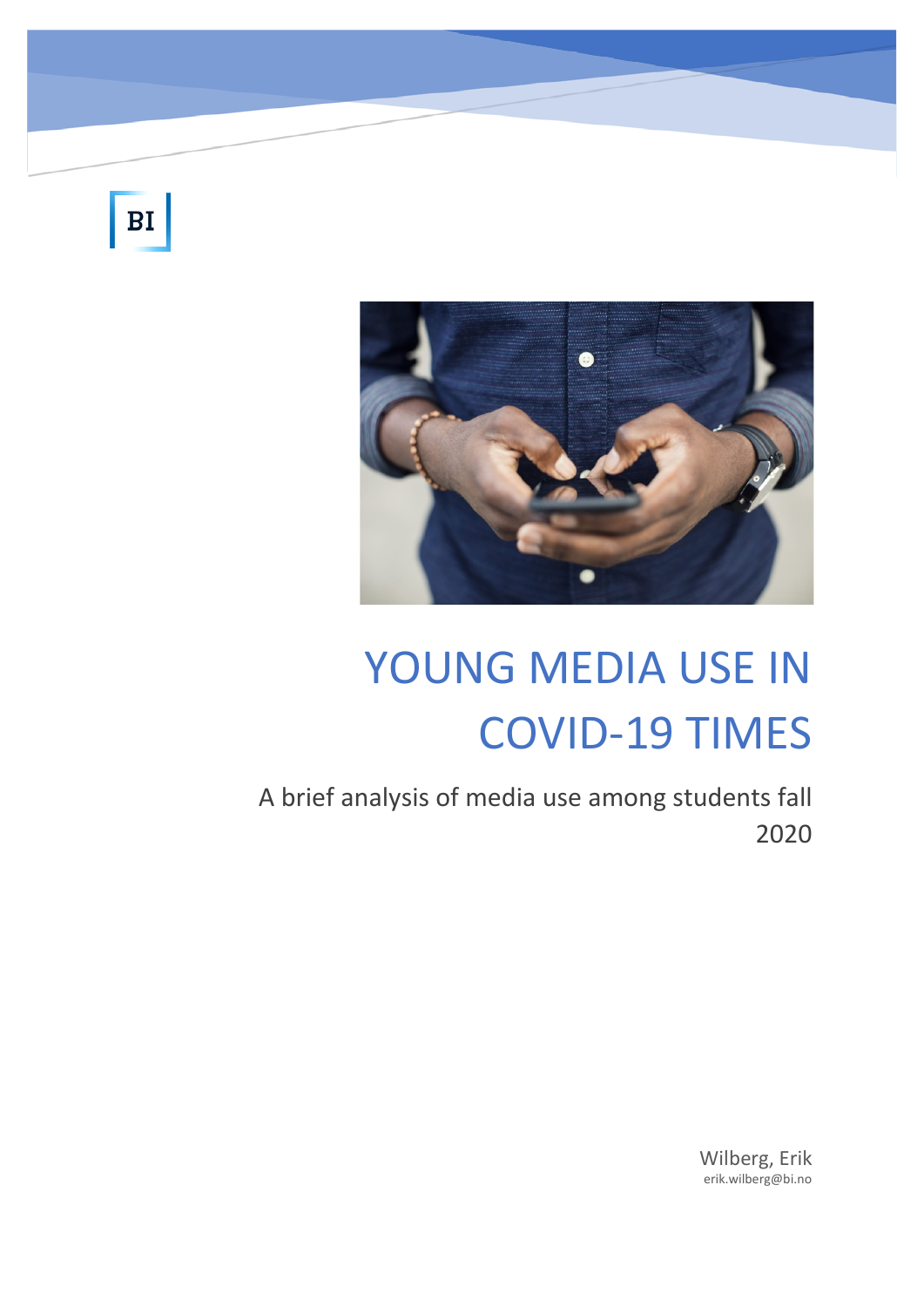BI

# YOUNG MEDIA USE IN COVID-19 TIMES

A brief analysis of media use among students fall 2020

Wilberg, Erik
erik.wilberg@bi.no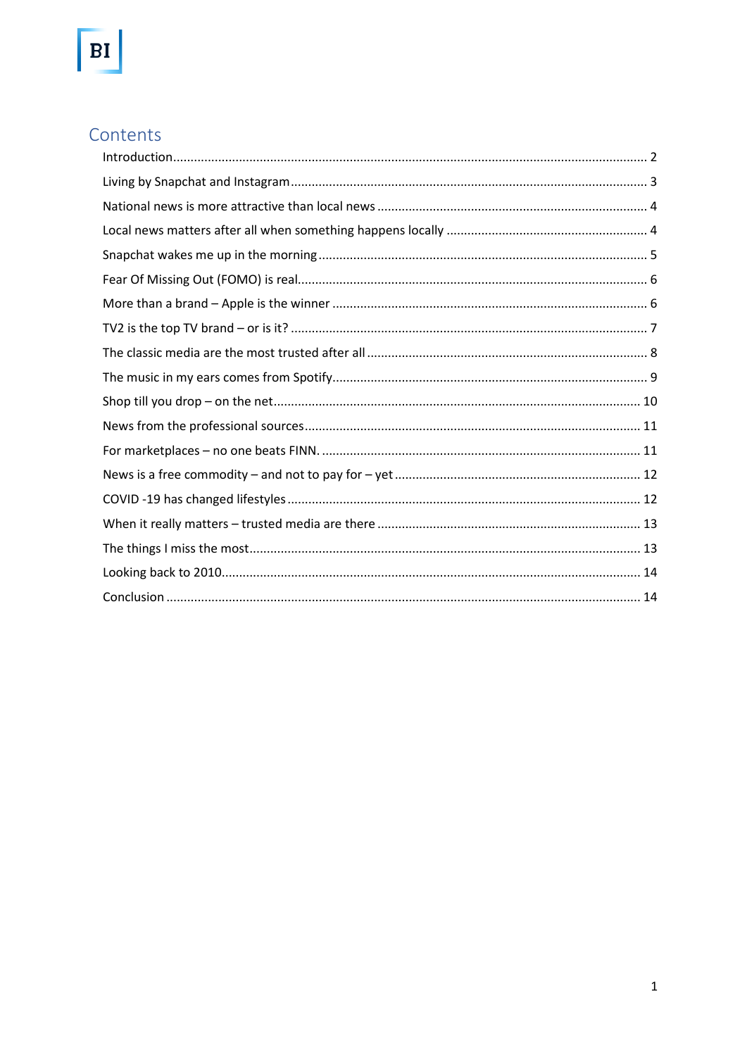# Contents

Introduction ........ 2

Living by Snapchat and Instagram ........ 3

National news is more attractive than local news ........ 4

Local news matters after all when something happens locally ........ 4

Snapchat wakes me up in the morning ........ 5

Fear Of Missing Out (FOMO) is real ........ 6

More than a brand – Apple is the winner ........ 6

TV2 is the top TV brand – or is it? ........ 7

The classic media are the most trusted after all ........ 8

The music in my ears comes from Spotify ........ 9

Shop till you drop – on the net ........ 10

News from the professional sources ........ 11

For marketplaces – no one beats FINN. ........ 11

News is a free commodity – and not to pay for – yet ........ 12

COVID -19 has changed lifestyles ........ 12

When it really matters – trusted media are there ........ 13

The things I miss the most ........ 13

Looking back to 2010 ........ 14

Conclusion ........ 14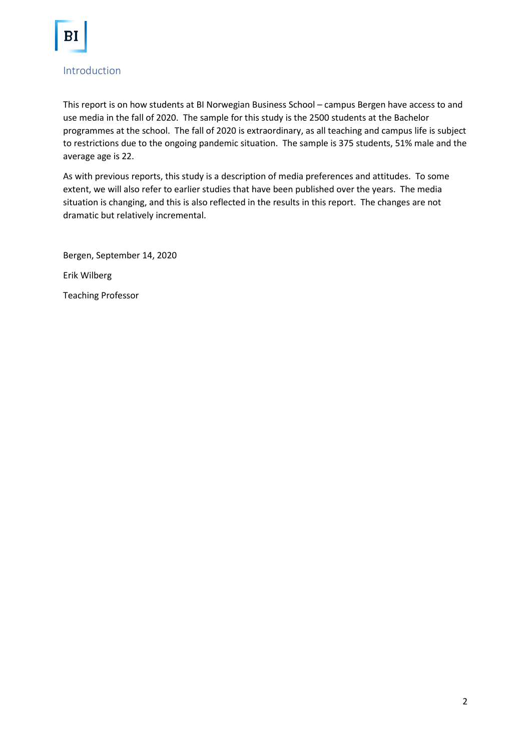## Introduction

This report is on how students at BI Norwegian Business School – campus Bergen have access to and use media in the fall of 2020. The sample for this study is the 2500 students at the Bachelor programmes at the school. The fall of 2020 is extraordinary, as all teaching and campus life is subject to restrictions due to the ongoing pandemic situation. The sample is 375 students, 51% male and the average age is 22.

As with previous reports, this study is a description of media preferences and attitudes. To some extent, we will also refer to earlier studies that have been published over the years. The media situation is changing, and this is also reflected in the results in this report. The changes are not dramatic but relatively incremental.

Bergen, September 14, 2020

Erik Wilberg

Teaching Professor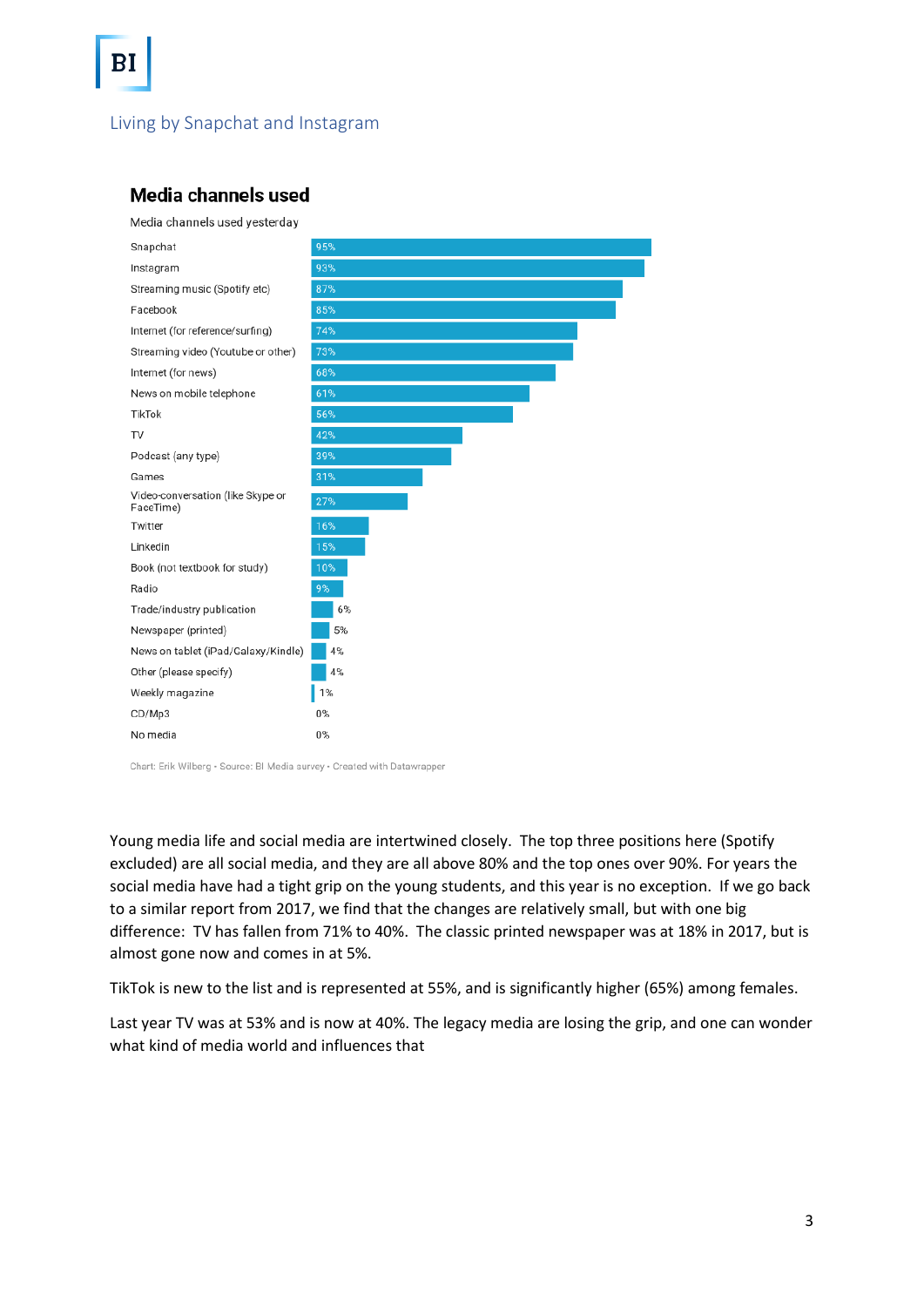Living by Snapchat and Instagram

## Media channels used

Media channels used yesterday

| Channel | % |
|---|---|
| Snapchat | 95% |
| Instagram | 93% |
| Streaming music (Spotify etc) | 87% |
| Facebook | 85% |
| Internet (for reference/surfing) | 74% |
| Streaming video (Youtube or other) | 73% |
| Internet (for news) | 68% |
| News on mobile telephone | 61% |
| TikTok | 56% |
| TV | 42% |
| Podcast (any type) | 39% |
| Games | 31% |
| Video-conversation (like Skype or FaceTime) | 27% |
| Twitter | 16% |
| Linkedin | 15% |
| Book (not textbook for study) | 10% |
| Radio | 9% |
| Trade/industry publication | 6% |
| Newspaper (printed) | 5% |
| News on tablet (iPad/Galaxy/Kindle) | 4% |
| Other (please specify) | 4% |
| Weekly magazine | 1% |
| CD/Mp3 | 0% |
| No media | 0% |

Chart: Erik Wilberg • Source: BI Media survey • Created with Datawrapper

Young media life and social media are intertwined closely. The top three positions here (Spotify excluded) are all social media, and they are all above 80% and the top ones over 90%. For years the social media have had a tight grip on the young students, and this year is no exception. If we go back to a similar report from 2017, we find that the changes are relatively small, but with one big difference: TV has fallen from 71% to 40%. The classic printed newspaper was at 18% in 2017, but is almost gone now and comes in at 5%.

TikTok is new to the list and is represented at 55%, and is significantly higher (65%) among females.

Last year TV was at 53% and is now at 40%. The legacy media are losing the grip, and one can wonder what kind of media world and influences that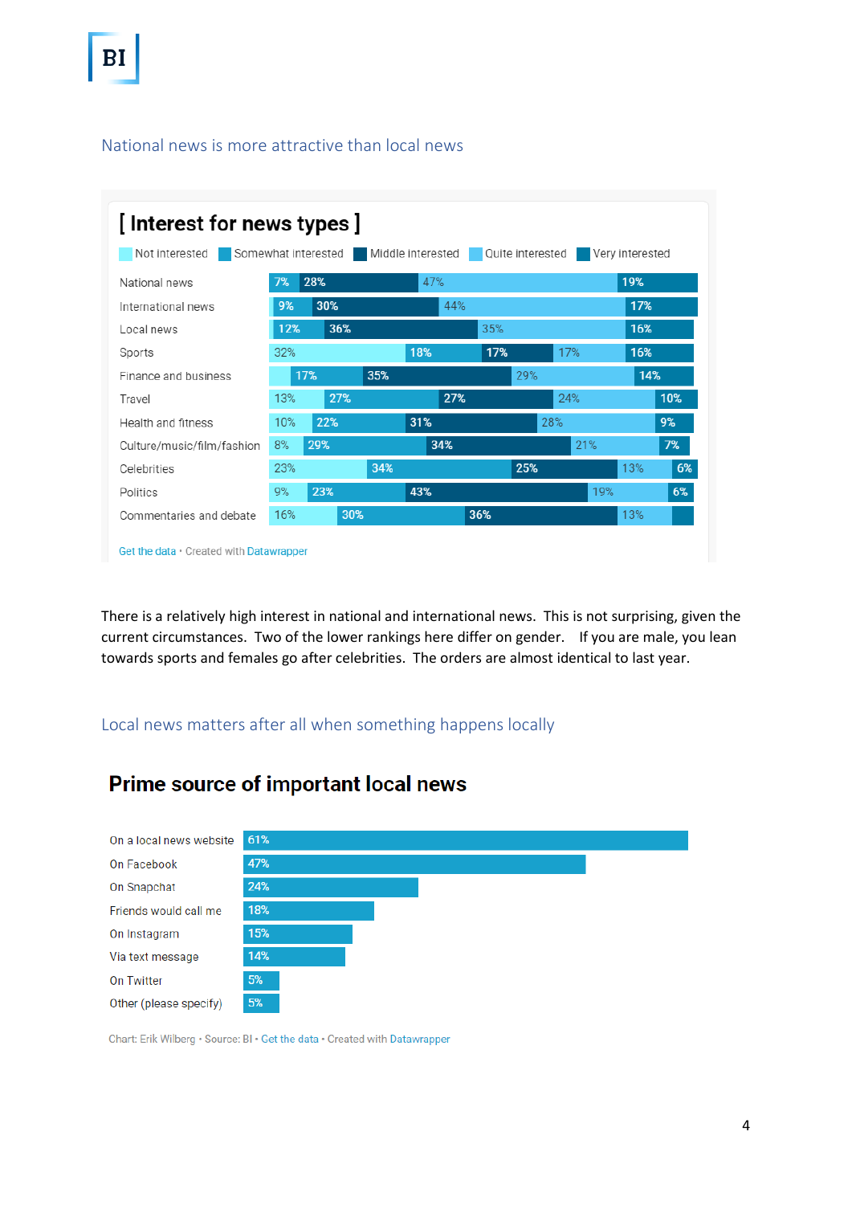## National news is more attractive than local news

**[ Interest for news types ]**

| | Not interested | Somewhat interested | Middle interested | Quite interested | Very interested |
|---|---|---|---|---|---|
| National news | | 7% | 28% | 47% | 19% |
| International news | | 9% | 30% | 44% | 17% |
| Local news | | 12% | 36% | 35% | 16% |
| Sports | 32% | 18% | 17% | 17% | 16% |
| Finance and business | | 17% | 35% | 29% | 14% |
| Travel | 13% | 27% | 27% | 24% | 10% |
| Health and fitness | 10% | 22% | 31% | 28% | 9% |
| Culture/music/film/fashion | 8% | 29% | 34% | 21% | 7% |
| Celebrities | 23% | 34% | 25% | 13% | 6% |
| Politics | 9% | 23% | 43% | 19% | 6% |
| Commentaries and debate | 16% | 30% | 36% | 13% | |

Get the data • Created with Datawrapper

There is a relatively high interest in national and international news. This is not surprising, given the current circumstances. Two of the lower rankings here differ on gender. If you are male, you lean towards sports and females go after celebrities. The orders are almost identical to last year.

## Local news matters after all when something happens locally

**Prime source of important local news**

| Source | Share |
|---|---|
| On a local news website | 61% |
| On Facebook | 47% |
| On Snapchat | 24% |
| Friends would call me | 18% |
| On Instagram | 15% |
| Via text message | 14% |
| On Twitter | 5% |
| Other (please specify) | 5% |

Chart: Erik Wilberg • Source: BI • Get the data • Created with Datawrapper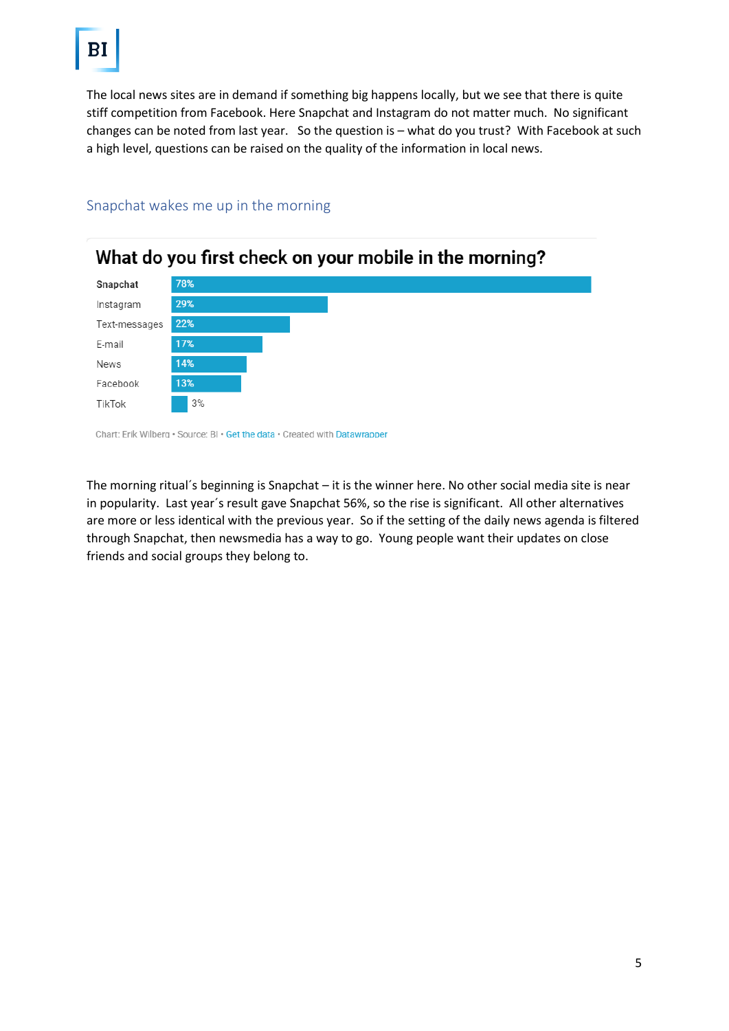The local news sites are in demand if something big happens locally, but we see that there is quite stiff competition from Facebook. Here Snapchat and Instagram do not matter much. No significant changes can be noted from last year. So the question is – what do you trust? With Facebook at such a high level, questions can be raised on the quality of the information in local news.

## Snapchat wakes me up in the morning

**What do you first check on your mobile in the morning?**

| | |
|---|---|
| **Snapchat** | 78% |
| Instagram | 29% |
| Text-messages | 22% |
| E-mail | 17% |
| News | 14% |
| Facebook | 13% |
| TikTok | 3% |

Chart: Erik Wilberg • Source: BI • Get the data • Created with Datawrapper

The morning ritual´s beginning is Snapchat – it is the winner here. No other social media site is near in popularity. Last year´s result gave Snapchat 56%, so the rise is significant. All other alternatives are more or less identical with the previous year. So if the setting of the daily news agenda is filtered through Snapchat, then newsmedia has a way to go. Young people want their updates on close friends and social groups they belong to.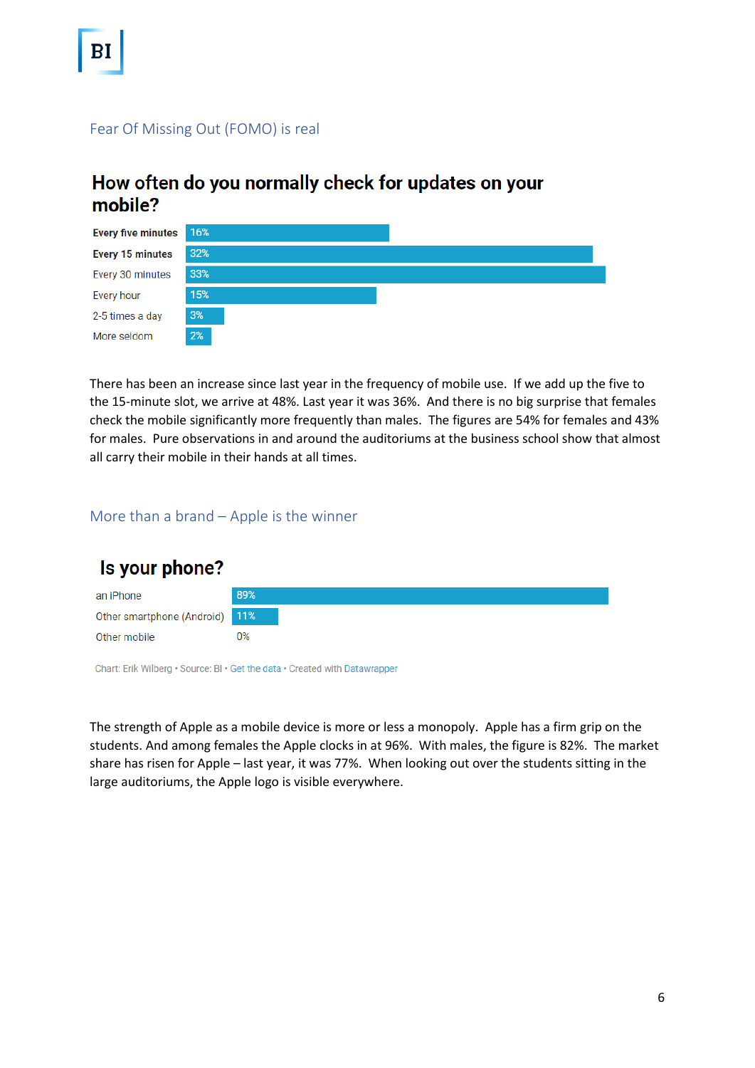## Fear Of Missing Out (FOMO) is real

### How often do you normally check for updates on your mobile?

| Response | % |
|---|---|
| Every five minutes | 16% |
| Every 15 minutes | 32% |
| Every 30 minutes | 33% |
| Every hour | 15% |
| 2-5 times a day | 3% |
| More seldom | 2% |

There has been an increase since last year in the frequency of mobile use. If we add up the five to the 15-minute slot, we arrive at 48%. Last year it was 36%. And there is no big surprise that females check the mobile significantly more frequently than males. The figures are 54% for females and 43% for males. Pure observations in and around the auditoriums at the business school show that almost all carry their mobile in their hands at all times.

## More than a brand – Apple is the winner

### Is your phone?

| Response | % |
|---|---|
| an iPhone | 89% |
| Other smartphone (Android) | 11% |
| Other mobile | 0% |

Chart: Erik Wilberg • Source: BI • Get the data • Created with Datawrapper

The strength of Apple as a mobile device is more or less a monopoly. Apple has a firm grip on the students. And among females the Apple clocks in at 96%. With males, the figure is 82%. The market share has risen for Apple – last year, it was 77%. When looking out over the students sitting in the large auditoriums, the Apple logo is visible everywhere.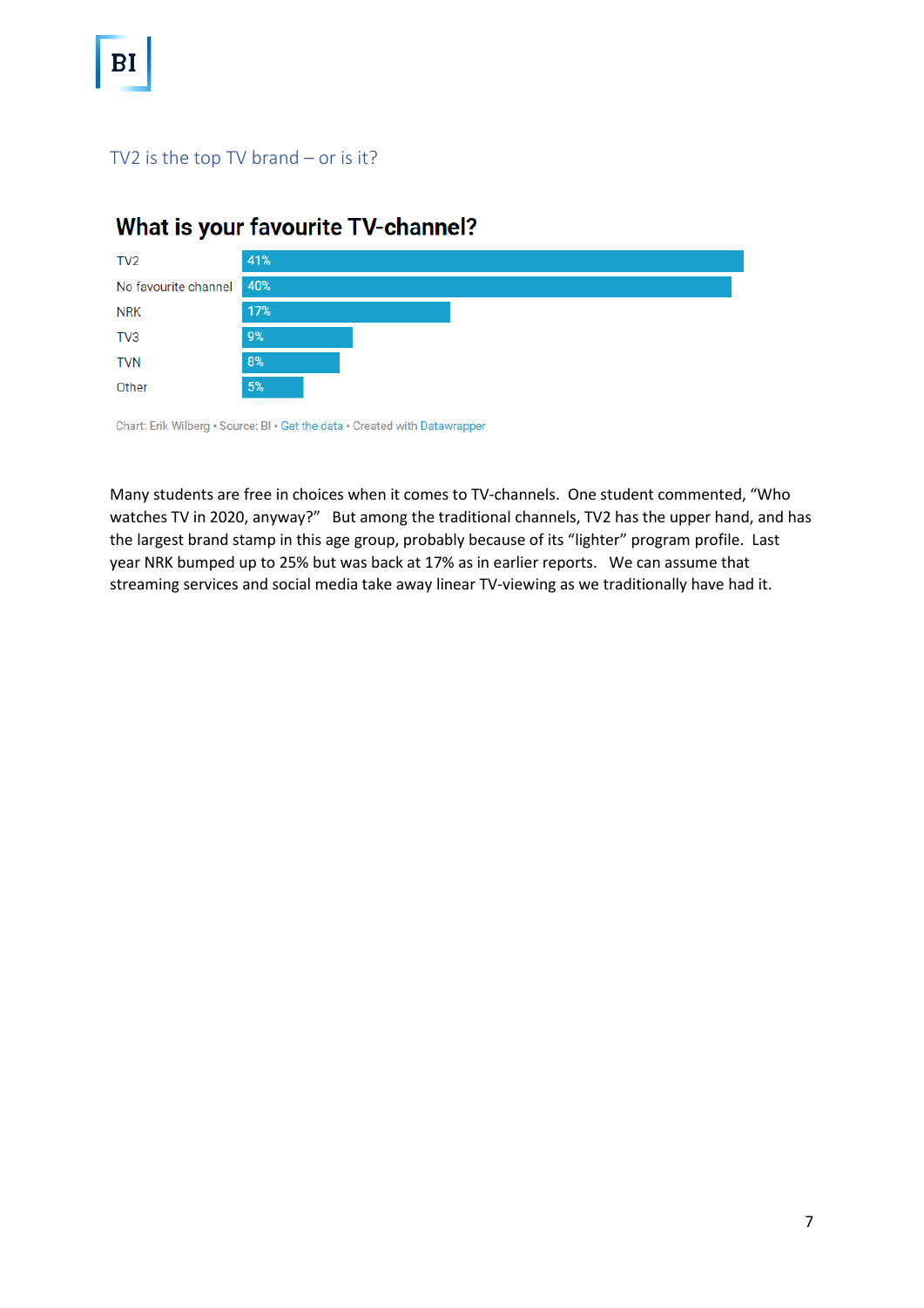## TV2 is the top TV brand – or is it?

### What is your favourite TV-channel?

| Channel | Share |
|---|---|
| TV2 | 41% |
| No favourite channel | 40% |
| NRK | 17% |
| TV3 | 9% |
| TVN | 8% |
| Other | 5% |

Chart: Erik Wilberg • Source: BI • Get the data • Created with Datawrapper

Many students are free in choices when it comes to TV-channels. One student commented, "Who watches TV in 2020, anyway?" But among the traditional channels, TV2 has the upper hand, and has the largest brand stamp in this age group, probably because of its "lighter" program profile. Last year NRK bumped up to 25% but was back at 17% as in earlier reports. We can assume that streaming services and social media take away linear TV-viewing as we traditionally have had it.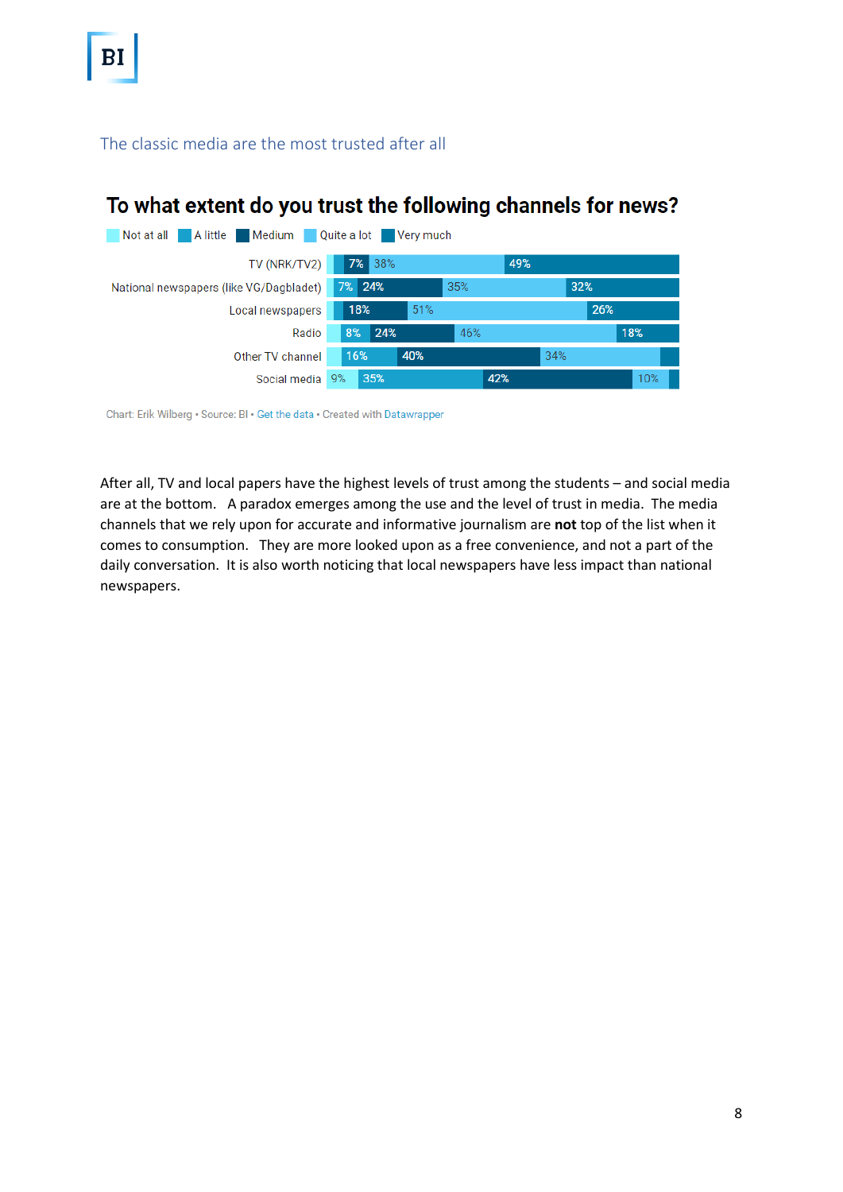The classic media are the most trusted after all

## To what extent do you trust the following channels for news?

Not at all | A little | Medium | Quite a lot | Very much

| | Not at all | A little | Medium | Quite a lot | Very much |
|---|---|---|---|---|---|
| TV (NRK/TV2) | | | 7% | 38% | 49% |
| National newspapers (like VG/Dagbladet) | | 7% | 24% | 35% | 32% |
| Local newspapers | | | 18% | 51% | 26% |
| Radio | | 8% | 24% | 46% | 18% |
| Other TV channel | | 16% | 40% | 34% | |
| Social media | 9% | 35% | 42% | 10% | |

Chart: Erik Wilberg • Source: BI • Get the data • Created with Datawrapper

After all, TV and local papers have the highest levels of trust among the students – and social media are at the bottom. A paradox emerges among the use and the level of trust in media. The media channels that we rely upon for accurate and informative journalism are **not** top of the list when it comes to consumption. They are more looked upon as a free convenience, and not a part of the daily conversation. It is also worth noticing that local newspapers have less impact than national newspapers.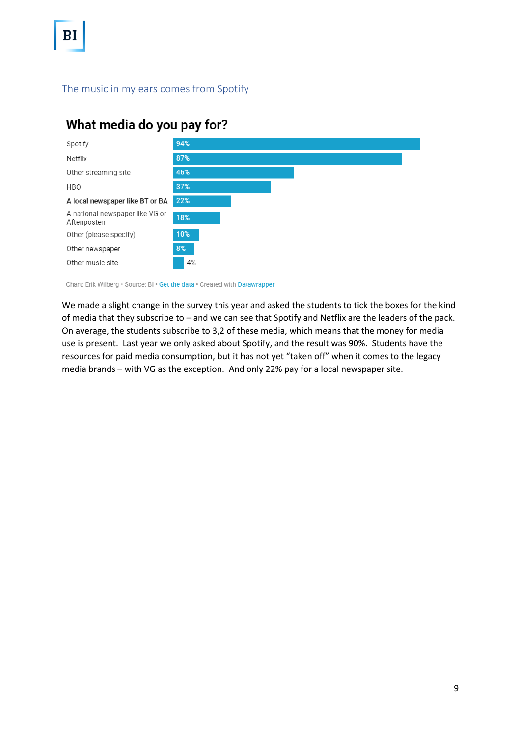## The music in my ears comes from Spotify

### What media do you pay for?

| Media | Share |
|---|---|
| Spotify | 94% |
| Netflix | 87% |
| Other streaming site | 46% |
| HBO | 37% |
| **A local newspaper like BT or BA** | 22% |
| A national newspaper like VG or Aftenposten | 18% |
| Other (please specify) | 10% |
| Other newspaper | 8% |
| Other music site | 4% |

Chart: Erik Wilberg • Source: BI • Get the data • Created with Datawrapper

We made a slight change in the survey this year and asked the students to tick the boxes for the kind of media that they subscribe to – and we can see that Spotify and Netflix are the leaders of the pack. On average, the students subscribe to 3,2 of these media, which means that the money for media use is present. Last year we only asked about Spotify, and the result was 90%. Students have the resources for paid media consumption, but it has not yet "taken off" when it comes to the legacy media brands – with VG as the exception. And only 22% pay for a local newspaper site.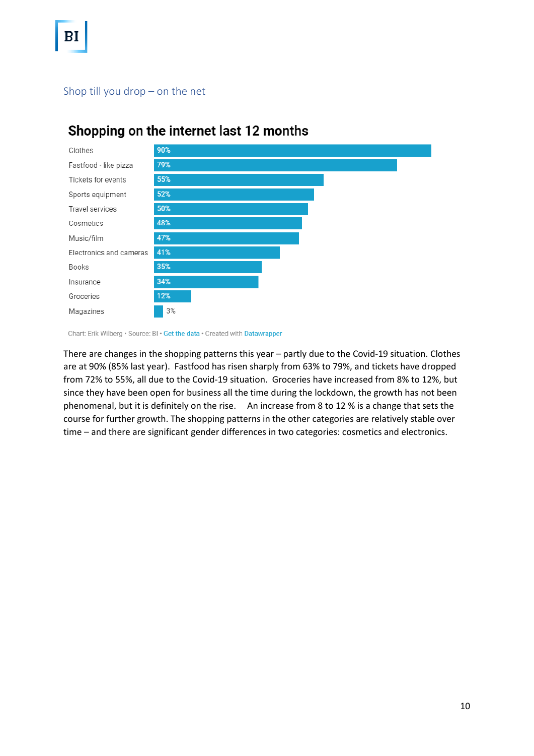Shop till you drop – on the net

## Shopping on the internet last 12 months

| Category | Percentage |
|---|---|
| Clothes | 90% |
| Fastfood - like pizza | 79% |
| Tickets for events | 55% |
| Sports equipment | 52% |
| Travel services | 50% |
| Cosmetics | 48% |
| Music/film | 47% |
| Electronics and cameras | 41% |
| Books | 35% |
| Insurance | 34% |
| Groceries | 12% |
| Magazines | 3% |

Chart: Erik Wilberg • Source: BI • Get the data • Created with Datawrapper

There are changes in the shopping patterns this year – partly due to the Covid-19 situation. Clothes are at 90% (85% last year). Fastfood has risen sharply from 63% to 79%, and tickets have dropped from 72% to 55%, all due to the Covid-19 situation. Groceries have increased from 8% to 12%, but since they have been open for business all the time during the lockdown, the growth has not been phenomenal, but it is definitely on the rise. An increase from 8 to 12 % is a change that sets the course for further growth. The shopping patterns in the other categories are relatively stable over time – and there are significant gender differences in two categories: cosmetics and electronics.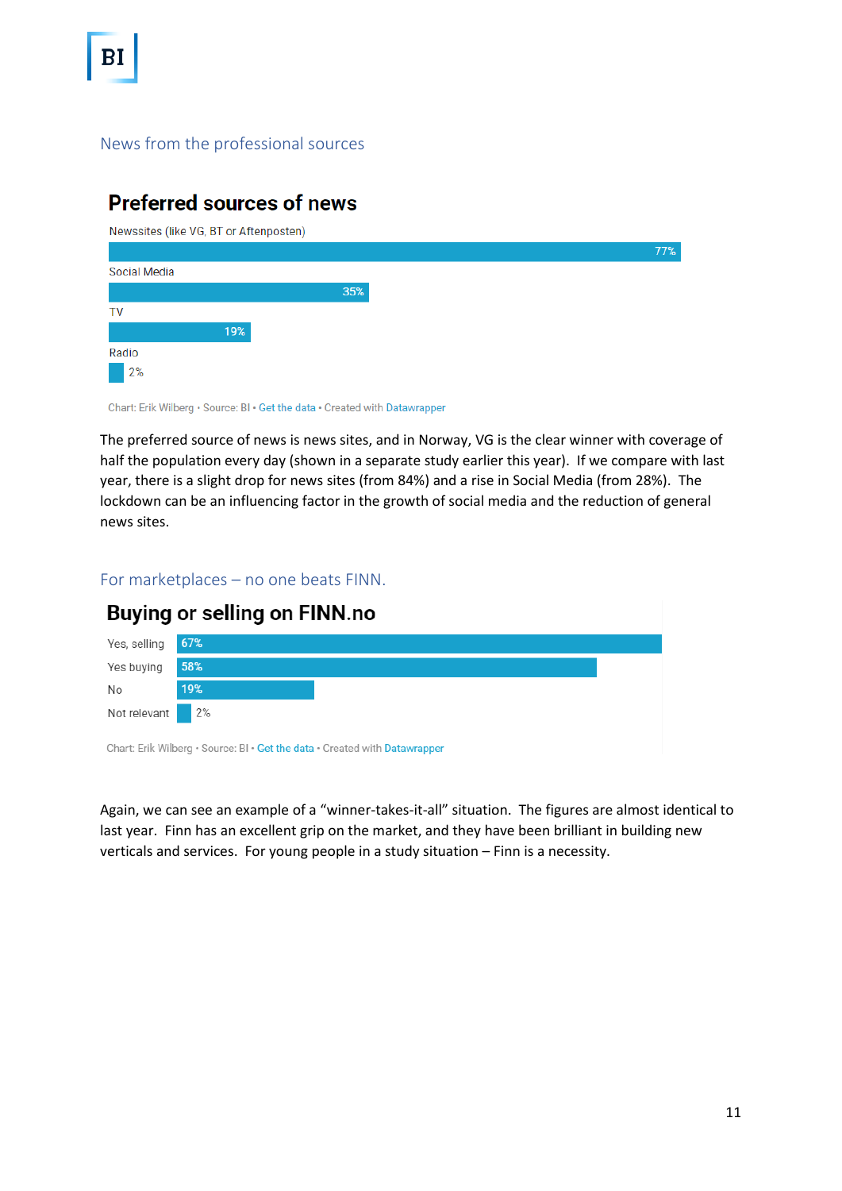## News from the professional sources

### Preferred sources of news

| Source | Share |
|---|---|
| Newssites (like VG, BT or Aftenposten) | 77% |
| Social Media | 35% |
| TV | 19% |
| Radio | 2% |

Chart: Erik Wilberg • Source: BI • Get the data • Created with Datawrapper

The preferred source of news is news sites, and in Norway, VG is the clear winner with coverage of half the population every day (shown in a separate study earlier this year). If we compare with last year, there is a slight drop for news sites (from 84%) and a rise in Social Media (from 28%). The lockdown can be an influencing factor in the growth of social media and the reduction of general news sites.

## For marketplaces – no one beats FINN.

### Buying or selling on FINN.no

| Response | Share |
|---|---|
| Yes, selling | 67% |
| Yes buying | 58% |
| No | 19% |
| Not relevant | 2% |

Chart: Erik Wilberg • Source: BI • Get the data • Created with Datawrapper

Again, we can see an example of a "winner-takes-it-all" situation. The figures are almost identical to last year. Finn has an excellent grip on the market, and they have been brilliant in building new verticals and services. For young people in a study situation – Finn is a necessity.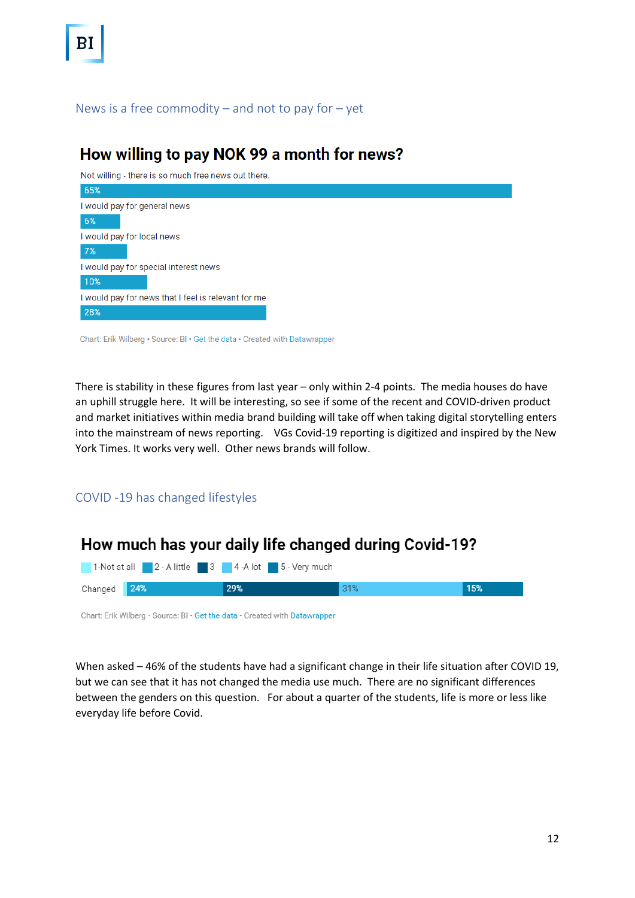## News is a free commodity – and not to pay for – yet

### How willing to pay NOK 99 a month for news?

| Response | % |
| --- | --- |
| Not willing - there is so much free news out there. | 65% |
| I would pay for general news | 6% |
| I would pay for local news | 7% |
| I would pay for special interest news | 10% |
| I would pay for news that I feel is relevant for me | 28% |

Chart: Erik Wilberg • Source: BI • Get the data • Created with Datawrapper

There is stability in these figures from last year – only within 2-4 points. The media houses do have an uphill struggle here. It will be interesting, so see if some of the recent and COVID-driven product and market initiatives within media brand building will take off when taking digital storytelling enters into the mainstream of news reporting. VGs Covid-19 reporting is digitized and inspired by the New York Times. It works very well. Other news brands will follow.

## COVID -19 has changed lifestyles

### How much has your daily life changed during Covid-19?

| | 1-Not at all | 2 - A little | 3 | 4 -A lot | 5 - Very much |
| --- | --- | --- | --- | --- | --- |
| Changed | | 24% | 29% | 31% | 15% |

Chart: Erik Wilberg • Source: BI • Get the data • Created with Datawrapper

When asked – 46% of the students have had a significant change in their life situation after COVID 19, but we can see that it has not changed the media use much. There are no significant differences between the genders on this question. For about a quarter of the students, life is more or less like everyday life before Covid.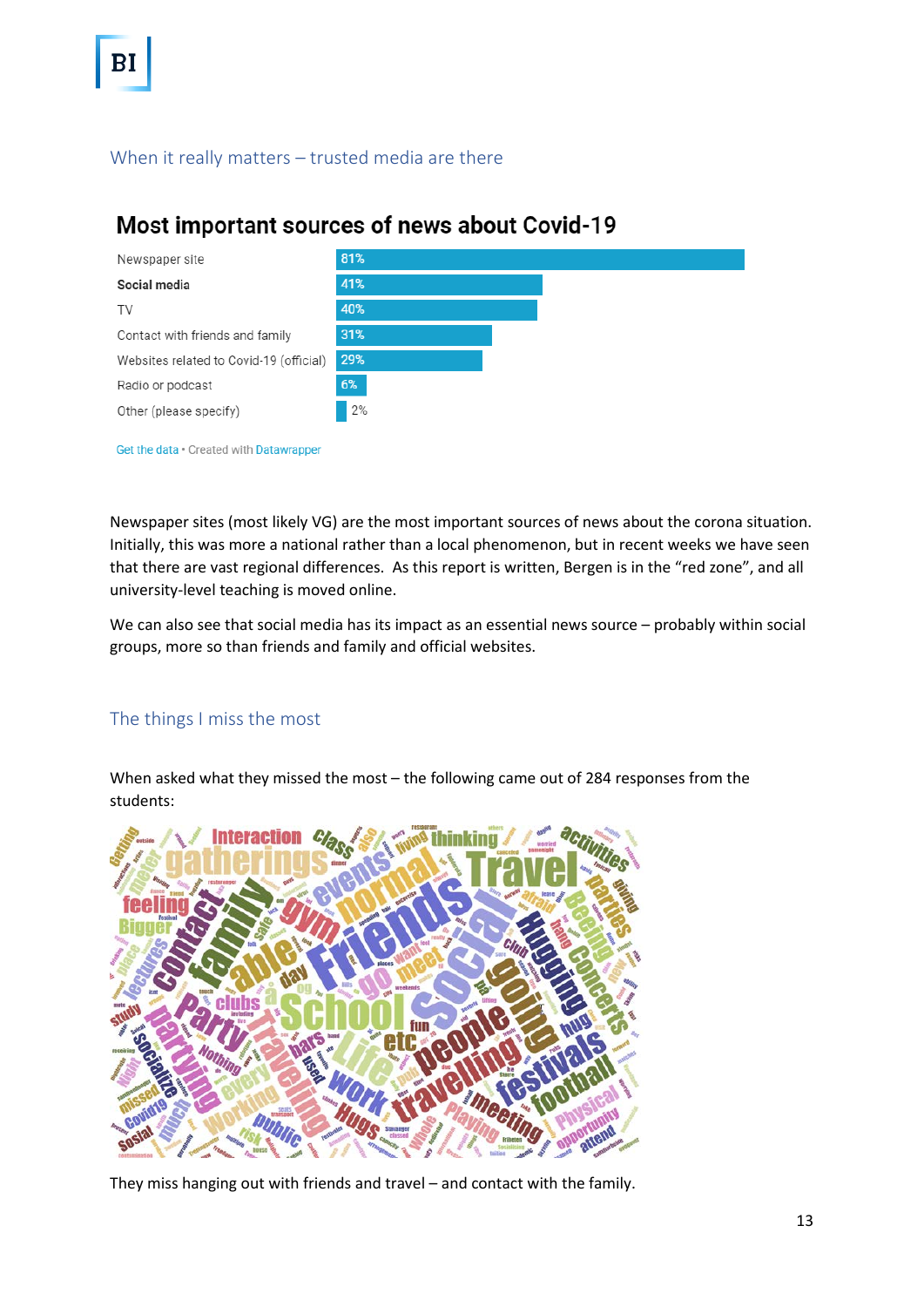## When it really matters – trusted media are there

### Most important sources of news about Covid-19

| Source | % |
| --- | --- |
| Newspaper site | 81% |
| **Social media** | 41% |
| TV | 40% |
| Contact with friends and family | 31% |
| Websites related to Covid-19 (official) | 29% |
| Radio or podcast | 6% |
| Other (please specify) | 2% |

Get the data • Created with Datawrapper

Newspaper sites (most likely VG) are the most important sources of news about the corona situation. Initially, this was more a national rather than a local phenomenon, but in recent weeks we have seen that there are vast regional differences. As this report is written, Bergen is in the "red zone", and all university-level teaching is moved online.

We can also see that social media has its impact as an essential news source – probably within social groups, more so than friends and family and official websites.

## The things I miss the most

When asked what they missed the most – the following came out of 284 responses from the students:

They miss hanging out with friends and travel – and contact with the family.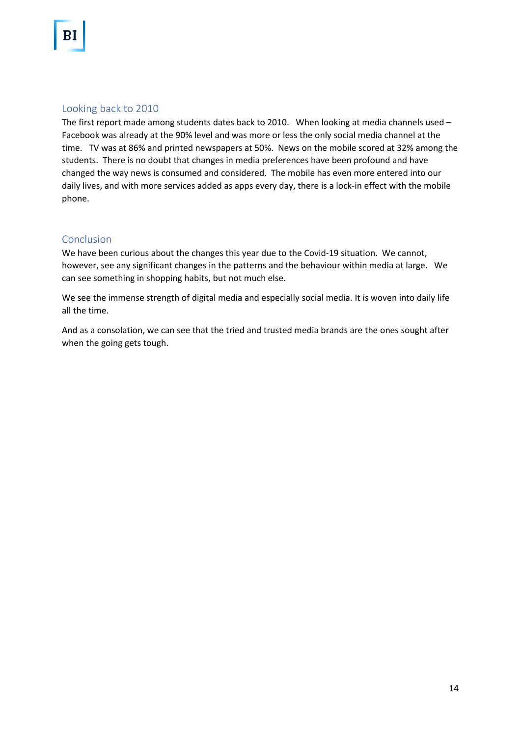## Looking back to 2010

The first report made among students dates back to 2010. When looking at media channels used – Facebook was already at the 90% level and was more or less the only social media channel at the time. TV was at 86% and printed newspapers at 50%. News on the mobile scored at 32% among the students. There is no doubt that changes in media preferences have been profound and have changed the way news is consumed and considered. The mobile has even more entered into our daily lives, and with more services added as apps every day, there is a lock-in effect with the mobile phone.

## Conclusion

We have been curious about the changes this year due to the Covid-19 situation. We cannot, however, see any significant changes in the patterns and the behaviour within media at large. We can see something in shopping habits, but not much else.

We see the immense strength of digital media and especially social media. It is woven into daily life all the time.

And as a consolation, we can see that the tried and trusted media brands are the ones sought after when the going gets tough.